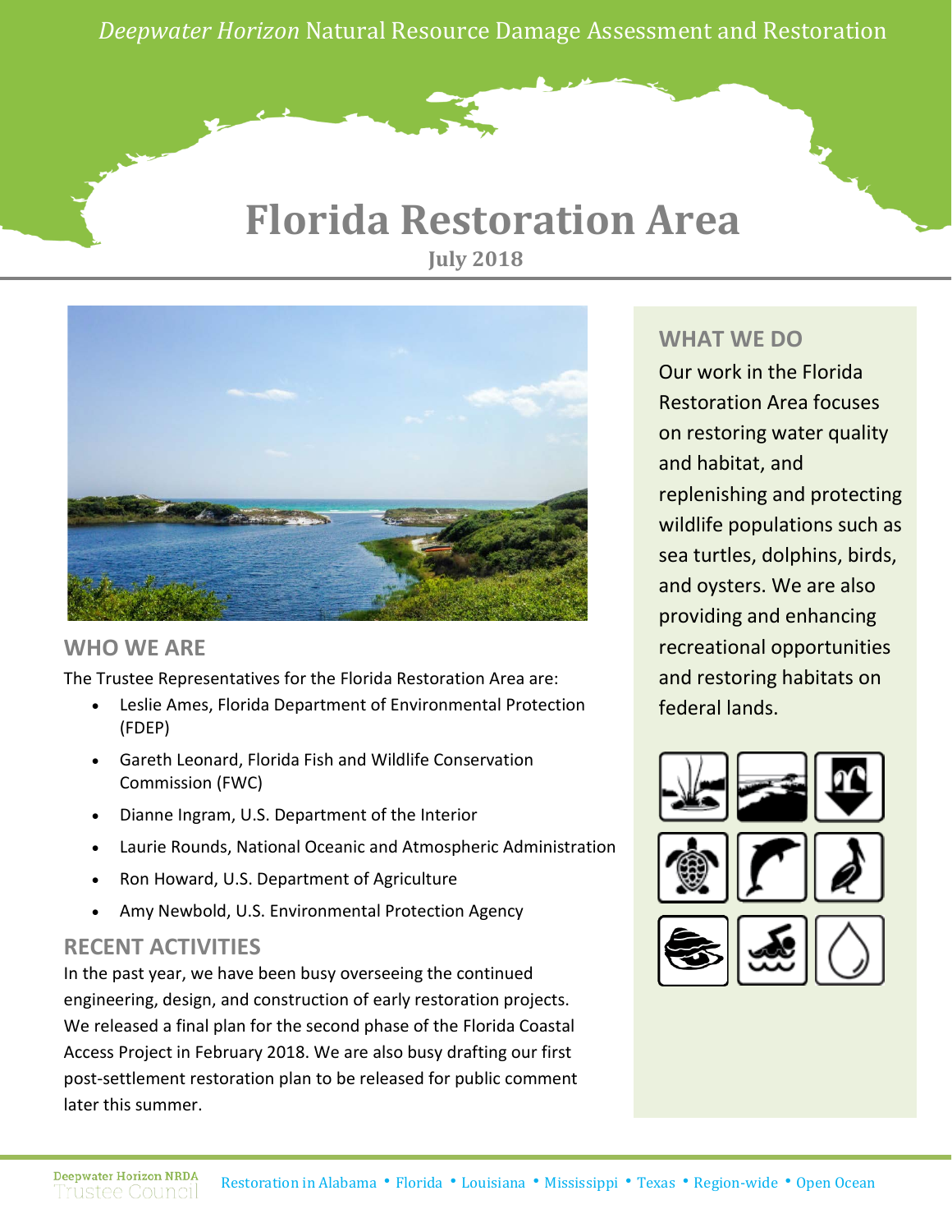*Deepwater Horizon* Natural Resource Damage Assessment and Restoration

# Florida Restoration Area

**July 2018**

## WHO WE ARE

The Trustee Representatives for the Florida Restoration Area are:

- Leslie Ames, Florida Department of Environmental Protection (FDEP)
- Gareth Leonard, Florida Fish and Wildlife Conservation Commission (FWC)
- Dianne Ingram, U.S. Department of the Interior
- Laurie Rounds, National Oceanic and Atmospheric Administration
- Ron Howard, U.S. Department of Agriculture
- Amy Newbold, U.S. Environmental Protection Agency

## RECENT ACTIVITIES

In the past year, we have been busy overseeing the continued engineering, design, and construction of early restoration projects. We released a final plan for the second phase of the Florida Coastal Access Project in February 2018. We are also busy drafting our first post-settlement restoration plan to be released for public comment later this summer.

## WHAT WE DO

Our work in the Florida Restoration Area focuses on restoring water quality and habitat, and replenishing and protecting wildlife populations such as sea turtles, dolphins, birds, and oysters. We are also providing and enhancing recreational opportunities and restoring habitats on federal lands.

Deepwater Horizon NRDA Trustee Council

Restoration in Alabama • Florida • Louisiana • Mississippi • Texas • Region-wide • Open Ocean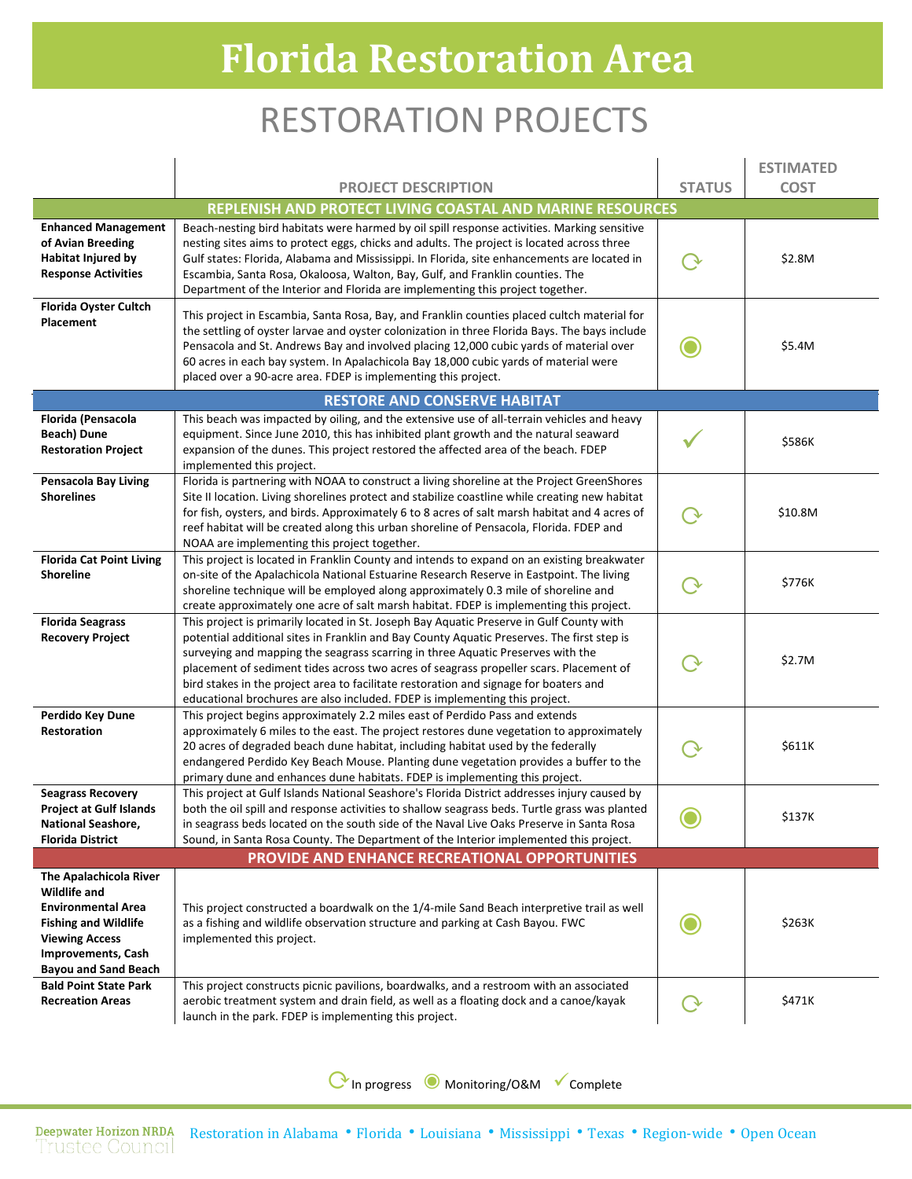# Florida Restoration Area

## RESTORATION PROJECTS

| | PROJECT DESCRIPTION | STATUS | ESTIMATED COST |
|---|---|---|---|
| | **REPLENISH AND PROTECT LIVING COASTAL AND MARINE RESOURCES** | | |
| **Enhanced Management of Avian Breeding Habitat Injured by Response Activities** | Beach-nesting bird habitats were harmed by oil spill response activities. Marking sensitive nesting sites aims to protect eggs, chicks and adults. The project is located across three Gulf states: Florida, Alabama and Mississippi. In Florida, site enhancements are located in Escambia, Santa Rosa, Okaloosa, Walton, Bay, Gulf, and Franklin counties. The Department of the Interior and Florida are implementing this project together. | In progress | $2.8M |
| **Florida Oyster Cultch Placement** | This project in Escambia, Santa Rosa, Bay, and Franklin counties placed cultch material for the settling of oyster larvae and oyster colonization in three Florida Bays. The bays include Pensacola and St. Andrews Bay and involved placing 12,000 cubic yards of material over 60 acres in each bay system. In Apalachicola Bay 18,000 cubic yards of material were placed over a 90-acre area. FDEP is implementing this project. | Monitoring/O&M | $5.4M |
| | **RESTORE AND CONSERVE HABITAT** | | |
| **Florida (Pensacola Beach) Dune Restoration Project** | This beach was impacted by oiling, and the extensive use of all-terrain vehicles and heavy equipment. Since June 2010, this has inhibited plant growth and the natural seaward expansion of the dunes. This project restored the affected area of the beach. FDEP implemented this project. | Complete | $586K |
| **Pensacola Bay Living Shorelines** | Florida is partnering with NOAA to construct a living shoreline at the Project GreenShores Site II location. Living shorelines protect and stabilize coastline while creating new habitat for fish, oysters, and birds. Approximately 6 to 8 acres of salt marsh habitat and 4 acres of reef habitat will be created along this urban shoreline of Pensacola, Florida. FDEP and NOAA are implementing this project together. | In progress | $10.8M |
| **Florida Cat Point Living Shoreline** | This project is located in Franklin County and intends to expand on an existing breakwater on-site of the Apalachicola National Estuarine Research Reserve in Eastpoint. The living shoreline technique will be employed along approximately 0.3 mile of shoreline and create approximately one acre of salt marsh habitat. FDEP is implementing this project. | In progress | $776K |
| **Florida Seagrass Recovery Project** | This project is primarily located in St. Joseph Bay Aquatic Preserve in Gulf County with potential additional sites in Franklin and Bay County Aquatic Preserves. The first step is surveying and mapping the seagrass scarring in three Aquatic Preserves with the placement of sediment tides across two acres of seagrass propeller scars. Placement of bird stakes in the project area to facilitate restoration and signage for boaters and educational brochures are also included. FDEP is implementing this project. | In progress | $2.7M |
| **Perdido Key Dune Restoration** | This project begins approximately 2.2 miles east of Perdido Pass and extends approximately 6 miles to the east. The project restores dune vegetation to approximately 20 acres of degraded beach dune habitat, including habitat used by the federally endangered Perdido Key Beach Mouse. Planting dune vegetation provides a buffer to the primary dune and enhances dune habitats. FDEP is implementing this project. | In progress | $611K |
| **Seagrass Recovery Project at Gulf Islands National Seashore, Florida District** | This project at Gulf Islands National Seashore's Florida District addresses injury caused by both the oil spill and response activities to shallow seagrass beds. Turtle grass was planted in seagrass beds located on the south side of the Naval Live Oaks Preserve in Santa Rosa Sound, in Santa Rosa County. The Department of the Interior implemented this project. | Monitoring/O&M | $137K |
| | **PROVIDE AND ENHANCE RECREATIONAL OPPORTUNITIES** | | |
| **The Apalachicola River Wildlife and Environmental Area Fishing and Wildlife Viewing Access Improvements, Cash Bayou and Sand Beach** | This project constructed a boardwalk on the 1/4-mile Sand Beach interpretive trail as well as a fishing and wildlife observation structure and parking at Cash Bayou. FWC implemented this project. | Monitoring/O&M | $263K |
| **Bald Point State Park Recreation Areas** | This project constructs picnic pavilions, boardwalks, and a restroom with an associated aerobic treatment system and drain field, as well as a floating dock and a canoe/kayak launch in the park. FDEP is implementing this project. | In progress | $471K |

In progress • Monitoring/O&M • Complete

Deepwater Horizon NRDA Trustee Council — Restoration in Alabama • Florida • Louisiana • Mississippi • Texas • Region-wide • Open Ocean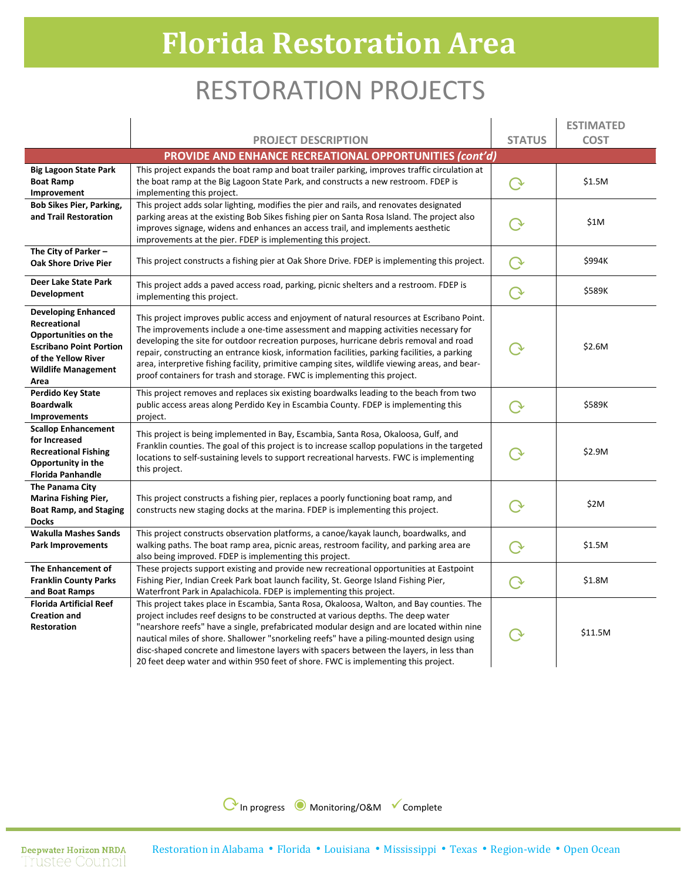# Florida Restoration Area

## RESTORATION PROJECTS

| | PROJECT DESCRIPTION | STATUS | ESTIMATED COST |
|---|---|---|---|
| **PROVIDE AND ENHANCE RECREATIONAL OPPORTUNITIES *(cont'd)*** | | | |
| **Big Lagoon State Park Boat Ramp Improvement** | This project expands the boat ramp and boat trailer parking, improves traffic circulation at the boat ramp at the Big Lagoon State Park, and constructs a new restroom. FDEP is implementing this project. | In progress | $1.5M |
| **Bob Sikes Pier, Parking, and Trail Restoration** | This project adds solar lighting, modifies the pier and rails, and renovates designated parking areas at the existing Bob Sikes fishing pier on Santa Rosa Island. The project also improves signage, widens and enhances an access trail, and implements aesthetic improvements at the pier. FDEP is implementing this project. | In progress | $1M |
| **The City of Parker – Oak Shore Drive Pier** | This project constructs a fishing pier at Oak Shore Drive. FDEP is implementing this project. | In progress | $994K |
| **Deer Lake State Park Development** | This project adds a paved access road, parking, picnic shelters and a restroom. FDEP is implementing this project. | In progress | $589K |
| **Developing Enhanced Recreational Opportunities on the Escribano Point Portion of the Yellow River Wildlife Management Area** | This project improves public access and enjoyment of natural resources at Escribano Point. The improvements include a one-time assessment and mapping activities necessary for developing the site for outdoor recreation purposes, hurricane debris removal and road repair, constructing an entrance kiosk, information facilities, parking facilities, a parking area, interpretive fishing facility, primitive camping sites, wildlife viewing areas, and bear-proof containers for trash and storage. FWC is implementing this project. | In progress | $2.6M |
| **Perdido Key State Boardwalk Improvements** | This project removes and replaces six existing boardwalks leading to the beach from two public access areas along Perdido Key in Escambia County. FDEP is implementing this project. | In progress | $589K |
| **Scallop Enhancement for Increased Recreational Fishing Opportunity in the Florida Panhandle** | This project is being implemented in Bay, Escambia, Santa Rosa, Okaloosa, Gulf, and Franklin counties. The goal of this project is to increase scallop populations in the targeted locations to self-sustaining levels to support recreational harvests. FWC is implementing this project. | In progress | $2.9M |
| **The Panama City Marina Fishing Pier, Boat Ramp, and Staging Docks** | This project constructs a fishing pier, replaces a poorly functioning boat ramp, and constructs new staging docks at the marina. FDEP is implementing this project. | In progress | $2M |
| **Wakulla Mashes Sands Park Improvements** | This project constructs observation platforms, a canoe/kayak launch, boardwalks, and walking paths. The boat ramp area, picnic areas, restroom facility, and parking area are also being improved. FDEP is implementing this project. | In progress | $1.5M |
| **The Enhancement of Franklin County Parks and Boat Ramps** | These projects support existing and provide new recreational opportunities at Eastpoint Fishing Pier, Indian Creek Park boat launch facility, St. George Island Fishing Pier, Waterfront Park in Apalachicola. FDEP is implementing this project. | In progress | $1.8M |
| **Florida Artificial Reef Creation and Restoration** | This project takes place in Escambia, Santa Rosa, Okaloosa, Walton, and Bay counties. The project includes reef designs to be constructed at various depths. The deep water "nearshore reefs" have a single, prefabricated modular design and are located within nine nautical miles of shore. Shallower "snorkeling reefs" have a piling-mounted design using disc-shaped concrete and limestone layers with spacers between the layers, in less than 20 feet deep water and within 950 feet of shore. FWC is implementing this project. | In progress | $11.5M |

Legend: In progress • Monitoring/O&M • Complete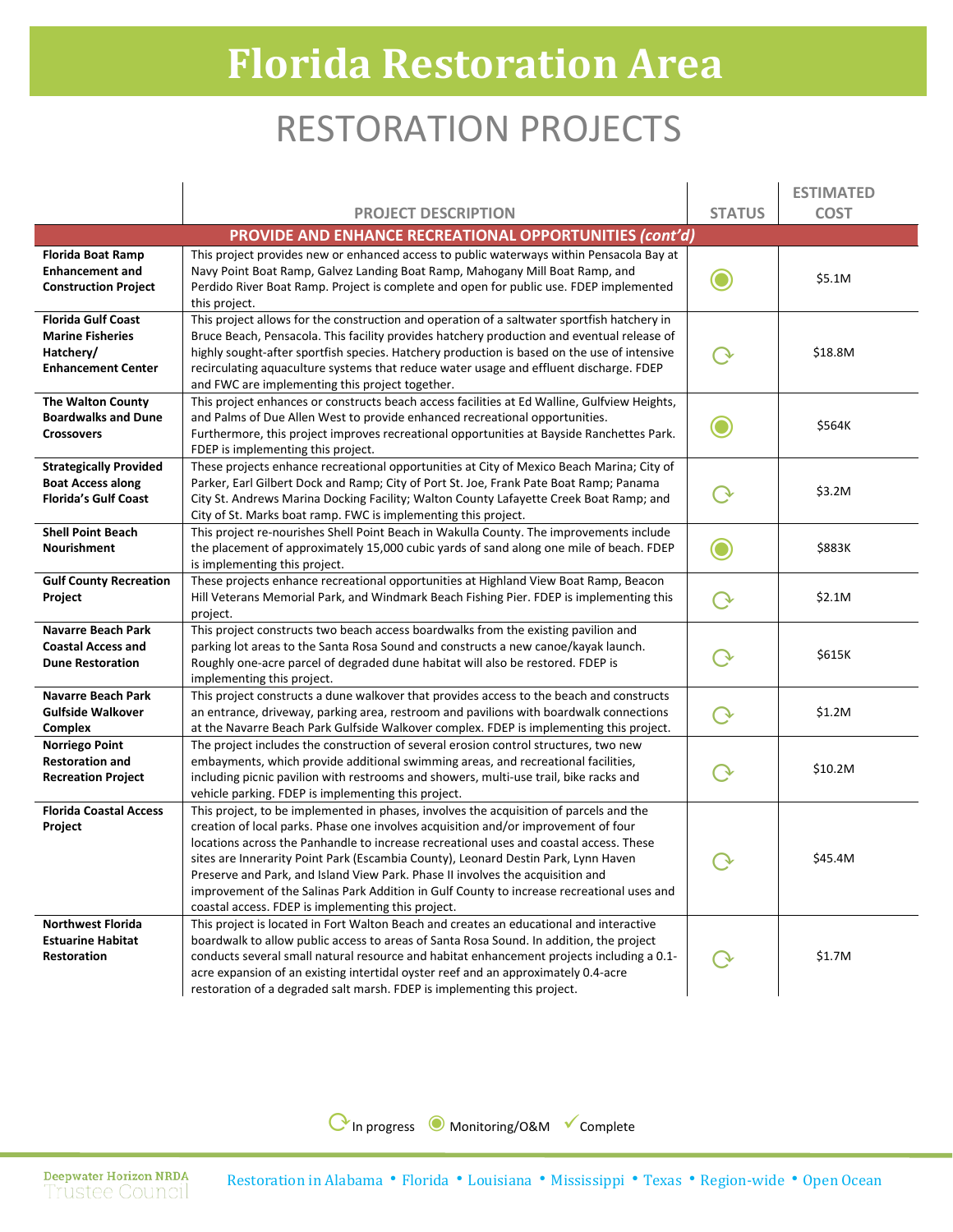# Florida Restoration Area

## RESTORATION PROJECTS

| | PROJECT DESCRIPTION | STATUS | ESTIMATED COST |
|---|---|---|---|
| **PROVIDE AND ENHANCE RECREATIONAL OPPORTUNITIES *(cont'd)*** | | | |
| **Florida Boat Ramp Enhancement and Construction Project** | This project provides new or enhanced access to public waterways within Pensacola Bay at Navy Point Boat Ramp, Galvez Landing Boat Ramp, Mahogany Mill Boat Ramp, and Perdido River Boat Ramp. Project is complete and open for public use. FDEP implemented this project. | Monitoring/O&M | $5.1M |
| **Florida Gulf Coast Marine Fisheries Hatchery/ Enhancement Center** | This project allows for the construction and operation of a saltwater sportfish hatchery in Bruce Beach, Pensacola. This facility provides hatchery production and eventual release of highly sought-after sportfish species. Hatchery production is based on the use of intensive recirculating aquaculture systems that reduce water usage and effluent discharge. FDEP and FWC are implementing this project together. | In progress | $18.8M |
| **The Walton County Boardwalks and Dune Crossovers** | This project enhances or constructs beach access facilities at Ed Walline, Gulfview Heights, and Palms of Due Allen West to provide enhanced recreational opportunities. Furthermore, this project improves recreational opportunities at Bayside Ranchettes Park. FDEP is implementing this project. | Monitoring/O&M | $564K |
| **Strategically Provided Boat Access along Florida's Gulf Coast** | These projects enhance recreational opportunities at City of Mexico Beach Marina; City of Parker, Earl Gilbert Dock and Ramp; City of Port St. Joe, Frank Pate Boat Ramp; Panama City St. Andrews Marina Docking Facility; Walton County Lafayette Creek Boat Ramp; and City of St. Marks boat ramp. FWC is implementing this project. | In progress | $3.2M |
| **Shell Point Beach Nourishment** | This project re-nourishes Shell Point Beach in Wakulla County. The improvements include the placement of approximately 15,000 cubic yards of sand along one mile of beach. FDEP is implementing this project. | Monitoring/O&M | $883K |
| **Gulf County Recreation Project** | These projects enhance recreational opportunities at Highland View Boat Ramp, Beacon Hill Veterans Memorial Park, and Windmark Beach Fishing Pier. FDEP is implementing this project. | In progress | $2.1M |
| **Navarre Beach Park Coastal Access and Dune Restoration** | This project constructs two beach access boardwalks from the existing pavilion and parking lot areas to the Santa Rosa Sound and constructs a new canoe/kayak launch. Roughly one-acre parcel of degraded dune habitat will also be restored. FDEP is implementing this project. | In progress | $615K |
| **Navarre Beach Park Gulfside Walkover Complex** | This project constructs a dune walkover that provides access to the beach and constructs an entrance, driveway, parking area, restroom and pavilions with boardwalk connections at the Navarre Beach Park Gulfside Walkover complex. FDEP is implementing this project. | In progress | $1.2M |
| **Norriego Point Restoration and Recreation Project** | The project includes the construction of several erosion control structures, two new embayments, which provide additional swimming areas, and recreational facilities, including picnic pavilion with restrooms and showers, multi-use trail, bike racks and vehicle parking. FDEP is implementing this project. | In progress | $10.2M |
| **Florida Coastal Access Project** | This project, to be implemented in phases, involves the acquisition of parcels and the creation of local parks. Phase one involves acquisition and/or improvement of four locations across the Panhandle to increase recreational uses and coastal access. These sites are Innerarity Point Park (Escambia County), Leonard Destin Park, Lynn Haven Preserve and Park, and Island View Park. Phase II involves the acquisition and improvement of the Salinas Park Addition in Gulf County to increase recreational uses and coastal access. FDEP is implementing this project. | In progress | $45.4M |
| **Northwest Florida Estuarine Habitat Restoration** | This project is located in Fort Walton Beach and creates an educational and interactive boardwalk to allow public access to areas of Santa Rosa Sound. In addition, the project conducts several small natural resource and habitat enhancement projects including a 0.1-acre expansion of an existing intertidal oyster reef and an approximately 0.4-acre restoration of a degraded salt marsh. FDEP is implementing this project. | In progress | $1.7M |

In progress • Monitoring/O&M • Complete

Deepwater Horizon NRDA Trustee Council

Restoration in Alabama • Florida • Louisiana • Mississippi • Texas • Region-wide • Open Ocean